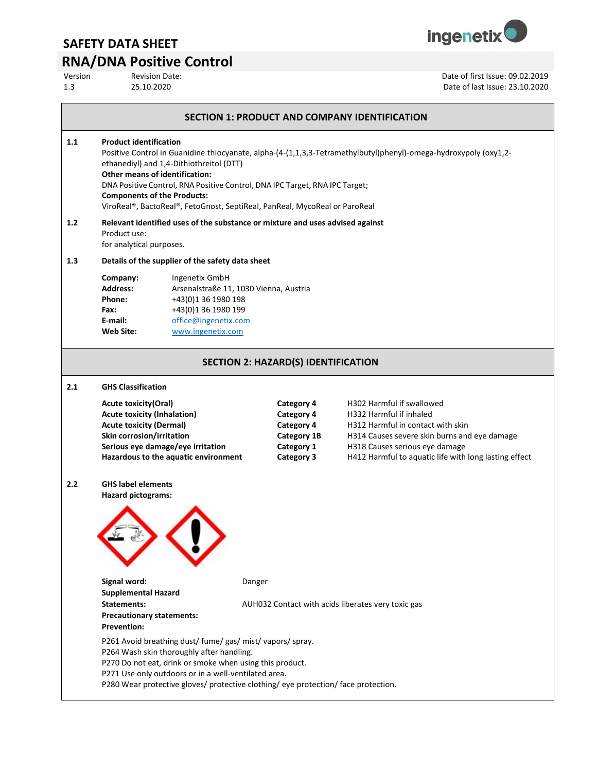# SAFETY DATA SHEET

## RNA/DNA Positive Control

| Version | Revision Date: | Date of first Issue: 09.02.2019 |
|---|---|---|
| 1.3 | 25.10.2020 | Date of last Issue: 23.10.2020 |

## SECTION 1: PRODUCT AND COMPANY IDENTIFICATION

**1.1 Product identification**

Positive Control in Guanidine thiocyanate, alpha-(4-(1,1,3,3-Tetramethylbutyl)phenyl)-omega-hydroxypoly (oxy1,2-ethanediyl) and 1,4-Dithiothreitol (DTT)

**Other means of identification:**

DNA Positive Control, RNA Positive Control, DNA IPC Target, RNA IPC Target;

**Components of the Products:**

ViroReal®, BactoReal®, FetoGnost, SeptiReal, PanReal, MycoReal or ParoReal

**1.2 Relevant identified uses of the substance or mixture and uses advised against**

Product use:
for analytical purposes.

**1.3 Details of the supplier of the safety data sheet**

**Company:** Ingenetix GmbH
**Address:** Arsenalstraße 11, 1030 Vienna, Austria
**Phone:** +43(0)1 36 1980 198
**Fax:** +43(0)1 36 1980 199
**E-mail:** office@ingenetix.com
**Web Site:** www.ingenetix.com

## SECTION 2: HAZARD(S) IDENTIFICATION

**2.1 GHS Classification**

| | | |
|---|---|---|
| **Acute toxicity(Oral)** | **Category 4** | H302 Harmful if swallowed |
| **Acute toxicity (Inhalation)** | **Category 4** | H332 Harmful if inhaled |
| **Acute toxicity (Dermal)** | **Category 4** | H312 Harmful in contact with skin |
| **Skin corrosion/irritation** | **Category 1B** | H314 Causes severe skin burns and eye damage |
| **Serious eye damage/eye irritation** | **Category 1** | H318 Causes serious eye damage |
| **Hazardous to the aquatic environment** | **Category 3** | H412 Harmful to aquatic life with long lasting effect |

**2.2 GHS label elements**

**Hazard pictograms:**

**Signal word:** Danger

**Supplemental Hazard Statements:** AUH032 Contact with acids liberates very toxic gas

**Precautionary statements:**

**Prevention:**

P261 Avoid breathing dust/ fume/ gas/ mist/ vapors/ spray.
P264 Wash skin thoroughly after handling.
P270 Do not eat, drink or smoke when using this product.
P271 Use only outdoors or in a well-ventilated area.
P280 Wear protective gloves/ protective clothing/ eye protection/ face protection.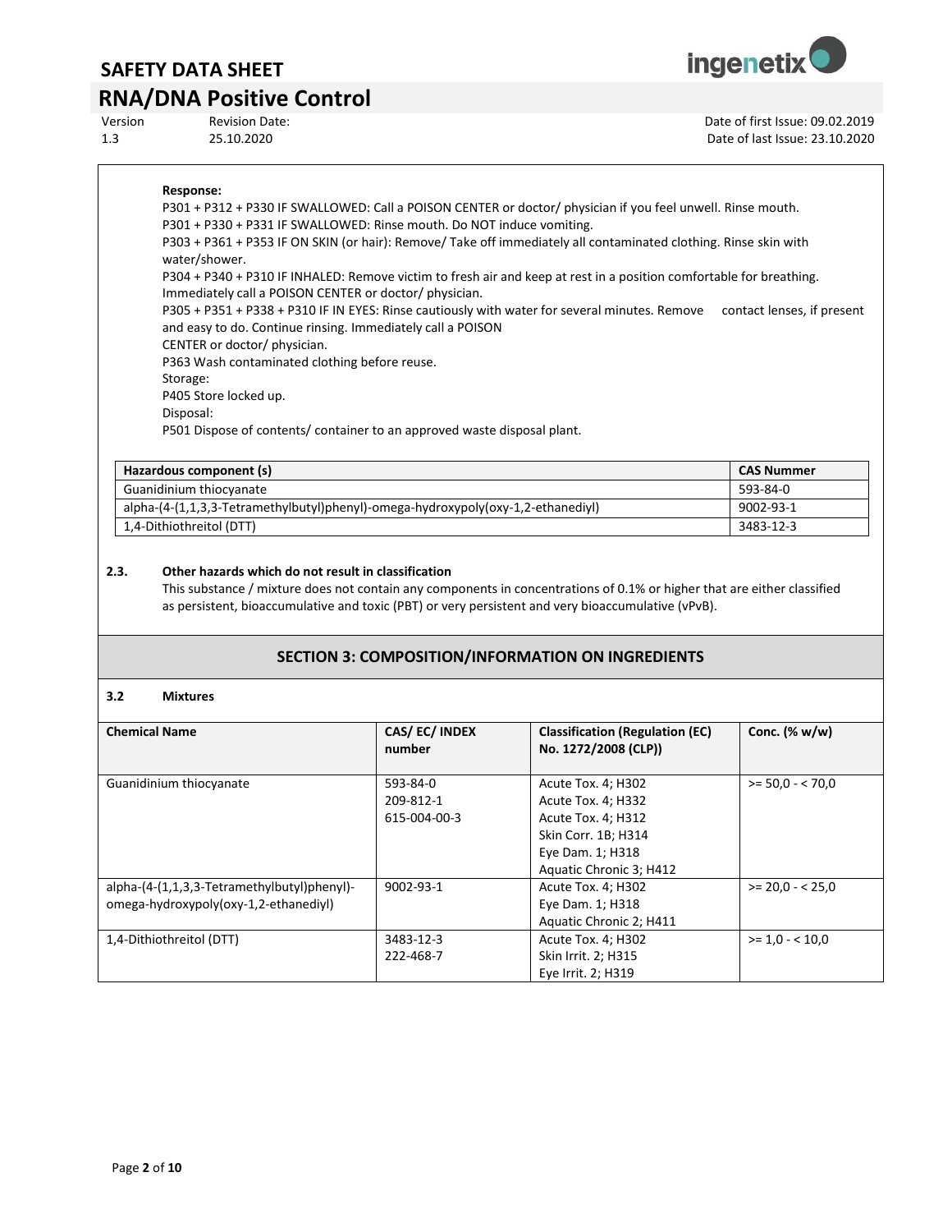**Response:**

P301 + P312 + P330 IF SWALLOWED: Call a POISON CENTER or doctor/ physician if you feel unwell. Rinse mouth.
P301 + P330 + P331 IF SWALLOWED: Rinse mouth. Do NOT induce vomiting.
P303 + P361 + P353 IF ON SKIN (or hair): Remove/ Take off immediately all contaminated clothing. Rinse skin with water/shower.
P304 + P340 + P310 IF INHALED: Remove victim to fresh air and keep at rest in a position comfortable for breathing. Immediately call a POISON CENTER or doctor/ physician.
P305 + P351 + P338 + P310 IF IN EYES: Rinse cautiously with water for several minutes. Remove contact lenses, if present and easy to do. Continue rinsing. Immediately call a POISON CENTER or doctor/ physician.
P363 Wash contaminated clothing before reuse.
Storage:
P405 Store locked up.
Disposal:
P501 Dispose of contents/ container to an approved waste disposal plant.

| Hazardous component (s) | CAS Nummer |
|---|---|
| Guanidinium thiocyanate | 593-84-0 |
| alpha-(4-(1,1,3,3-Tetramethylbutyl)phenyl)-omega-hydroxypoly(oxy-1,2-ethanediyl) | 9002-93-1 |
| 1,4-Dithiothreitol (DTT) | 3483-12-3 |

### 2.3. Other hazards which do not result in classification

This substance / mixture does not contain any components in concentrations of 0.1% or higher that are either classified as persistent, bioaccumulative and toxic (PBT) or very persistent and very bioaccumulative (vPvB).

## SECTION 3: COMPOSITION/INFORMATION ON INGREDIENTS

### 3.2 Mixtures

| Chemical Name | CAS/ EC/ INDEX number | Classification (Regulation (EC) No. 1272/2008 (CLP)) | Conc. (% w/w) |
|---|---|---|---|
| Guanidinium thiocyanate | 593-84-0<br>209-812-1<br>615-004-00-3 | Acute Tox. 4; H302<br>Acute Tox. 4; H332<br>Acute Tox. 4; H312<br>Skin Corr. 1B; H314<br>Eye Dam. 1; H318<br>Aquatic Chronic 3; H412 | >= 50,0 - < 70,0 |
| alpha-(4-(1,1,3,3-Tetramethylbutyl)phenyl)-omega-hydroxypoly(oxy-1,2-ethanediyl) | 9002-93-1 | Acute Tox. 4; H302<br>Eye Dam. 1; H318<br>Aquatic Chronic 2; H411 | >= 20,0 - < 25,0 |
| 1,4-Dithiothreitol (DTT) | 3483-12-3<br>222-468-7 | Acute Tox. 4; H302<br>Skin Irrit. 2; H315<br>Eye Irrit. 2; H319 | >= 1,0 - < 10,0 |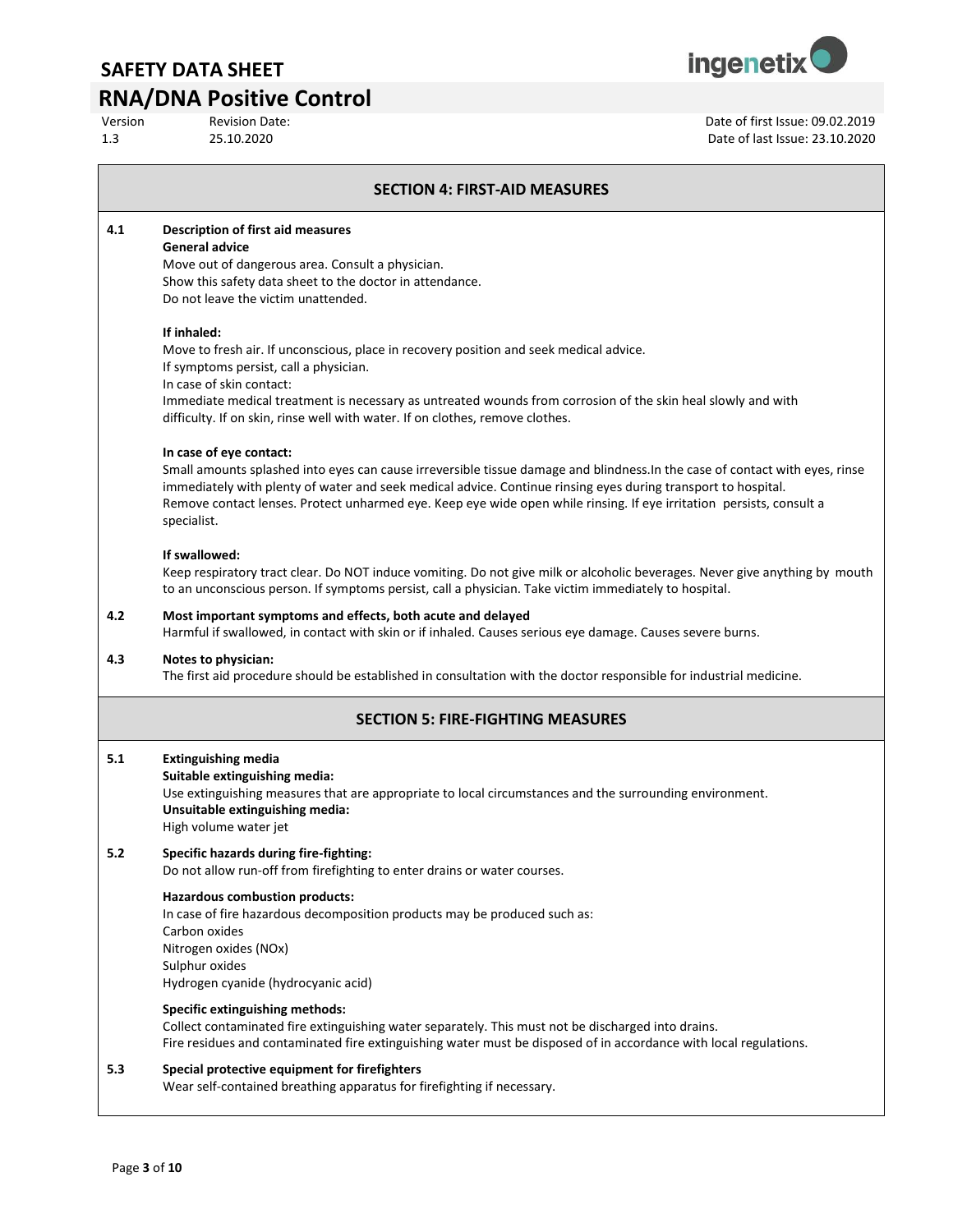## SECTION 4: FIRST-AID MEASURES

**4.1 Description of first aid measures**

**General advice**

Move out of dangerous area. Consult a physician.
Show this safety data sheet to the doctor in attendance.
Do not leave the victim unattended.

**If inhaled:**

Move to fresh air. If unconscious, place in recovery position and seek medical advice.
If symptoms persist, call a physician.
In case of skin contact:
Immediate medical treatment is necessary as untreated wounds from corrosion of the skin heal slowly and with difficulty. If on skin, rinse well with water. If on clothes, remove clothes.

**In case of eye contact:**

Small amounts splashed into eyes can cause irreversible tissue damage and blindness.In the case of contact with eyes, rinse immediately with plenty of water and seek medical advice. Continue rinsing eyes during transport to hospital.
Remove contact lenses. Protect unharmed eye. Keep eye wide open while rinsing. If eye irritation persists, consult a specialist.

**If swallowed:**

Keep respiratory tract clear. Do NOT induce vomiting. Do not give milk or alcoholic beverages. Never give anything by mouth to an unconscious person. If symptoms persist, call a physician. Take victim immediately to hospital.

**4.2 Most important symptoms and effects, both acute and delayed**

Harmful if swallowed, in contact with skin or if inhaled. Causes serious eye damage. Causes severe burns.

**4.3 Notes to physician:**

The first aid procedure should be established in consultation with the doctor responsible for industrial medicine.

## SECTION 5: FIRE-FIGHTING MEASURES

**5.1 Extinguishing media**

**Suitable extinguishing media:**

Use extinguishing measures that are appropriate to local circumstances and the surrounding environment.

**Unsuitable extinguishing media:**

High volume water jet

**5.2 Specific hazards during fire-fighting:**

Do not allow run-off from firefighting to enter drains or water courses.

**Hazardous combustion products:**

In case of fire hazardous decomposition products may be produced such as:
Carbon oxides
Nitrogen oxides (NOx)
Sulphur oxides
Hydrogen cyanide (hydrocyanic acid)

**Specific extinguishing methods:**

Collect contaminated fire extinguishing water separately. This must not be discharged into drains.
Fire residues and contaminated fire extinguishing water must be disposed of in accordance with local regulations.

**5.3 Special protective equipment for firefighters**

Wear self-contained breathing apparatus for firefighting if necessary.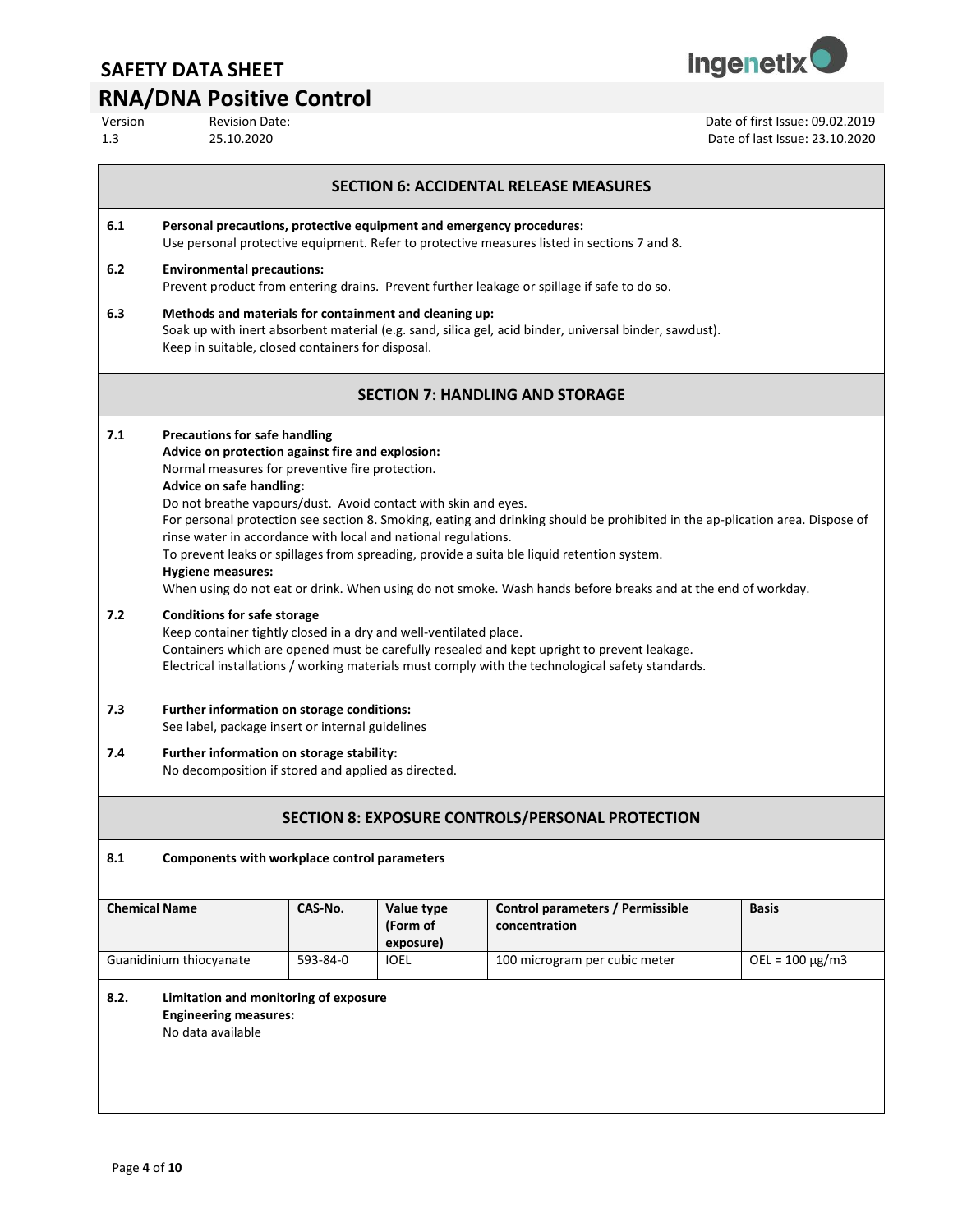## SECTION 6: ACCIDENTAL RELEASE MEASURES

**6.1 Personal precautions, protective equipment and emergency procedures:**
Use personal protective equipment. Refer to protective measures listed in sections 7 and 8.

**6.2 Environmental precautions:**
Prevent product from entering drains. Prevent further leakage or spillage if safe to do so.

**6.3 Methods and materials for containment and cleaning up:**
Soak up with inert absorbent material (e.g. sand, silica gel, acid binder, universal binder, sawdust).
Keep in suitable, closed containers for disposal.

## SECTION 7: HANDLING AND STORAGE

**7.1 Precautions for safe handling**

**Advice on protection against fire and explosion:**
Normal measures for preventive fire protection.

**Advice on safe handling:**
Do not breathe vapours/dust. Avoid contact with skin and eyes.
For personal protection see section 8. Smoking, eating and drinking should be prohibited in the ap-plication area. Dispose of rinse water in accordance with local and national regulations.
To prevent leaks or spillages from spreading, provide a suita ble liquid retention system.

**Hygiene measures:**
When using do not eat or drink. When using do not smoke. Wash hands before breaks and at the end of workday.

**7.2 Conditions for safe storage**
Keep container tightly closed in a dry and well-ventilated place.
Containers which are opened must be carefully resealed and kept upright to prevent leakage.
Electrical installations / working materials must comply with the technological safety standards.

**7.3 Further information on storage conditions:**
See label, package insert or internal guidelines

**7.4 Further information on storage stability:**
No decomposition if stored and applied as directed.

## SECTION 8: EXPOSURE CONTROLS/PERSONAL PROTECTION

**8.1 Components with workplace control parameters**

| Chemical Name | CAS-No. | Value type (Form of exposure) | Control parameters / Permissible concentration | Basis |
|---|---|---|---|---|
| Guanidinium thiocyanate | 593-84-0 | IOEL | 100 microgram per cubic meter | OEL = 100 µg/m3 |

**8.2. Limitation and monitoring of exposure**

**Engineering measures:**
No data available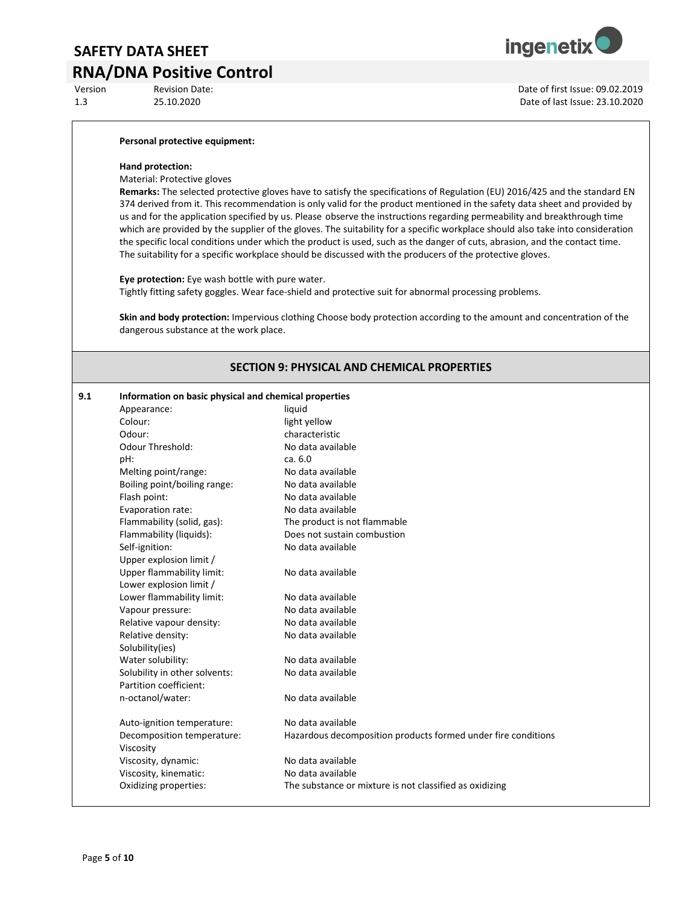**Personal protective equipment:**

**Hand protection:**

Material: Protective gloves

**Remarks:** The selected protective gloves have to satisfy the specifications of Regulation (EU) 2016/425 and the standard EN 374 derived from it. This recommendation is only valid for the product mentioned in the safety data sheet and provided by us and for the application specified by us. Please observe the instructions regarding permeability and breakthrough time which are provided by the supplier of the gloves. The suitability for a specific workplace should also take into consideration the specific local conditions under which the product is used, such as the danger of cuts, abrasion, and the contact time. The suitability for a specific workplace should be discussed with the producers of the protective gloves.

**Eye protection:** Eye wash bottle with pure water.

Tightly fitting safety goggles. Wear face-shield and protective suit for abnormal processing problems.

**Skin and body protection:** Impervious clothing Choose body protection according to the amount and concentration of the dangerous substance at the work place.

## SECTION 9: PHYSICAL AND CHEMICAL PROPERTIES

**9.1 Information on basic physical and chemical properties**

| Property | Value |
|---|---|
| Appearance: | liquid |
| Colour: | light yellow |
| Odour: | characteristic |
| Odour Threshold: | No data available |
| pH: | ca. 6.0 |
| Melting point/range: | No data available |
| Boiling point/boiling range: | No data available |
| Flash point: | No data available |
| Evaporation rate: | No data available |
| Flammability (solid, gas): | The product is not flammable |
| Flammability (liquids): | Does not sustain combustion |
| Self-ignition: | No data available |
| Upper explosion limit / Upper flammability limit: | No data available |
| Lower explosion limit / Lower flammability limit: | No data available |
| Vapour pressure: | No data available |
| Relative vapour density: | No data available |
| Relative density: | No data available |
| Solubility(ies) Water solubility: | No data available |
| Solubility in other solvents: | No data available |
| Partition coefficient: n-octanol/water: | No data available |
| Auto-ignition temperature: | No data available |
| Decomposition temperature: | Hazardous decomposition products formed under fire conditions |
| Viscosity Viscosity, dynamic: | No data available |
| Viscosity, kinematic: | No data available |
| Oxidizing properties: | The substance or mixture is not classified as oxidizing |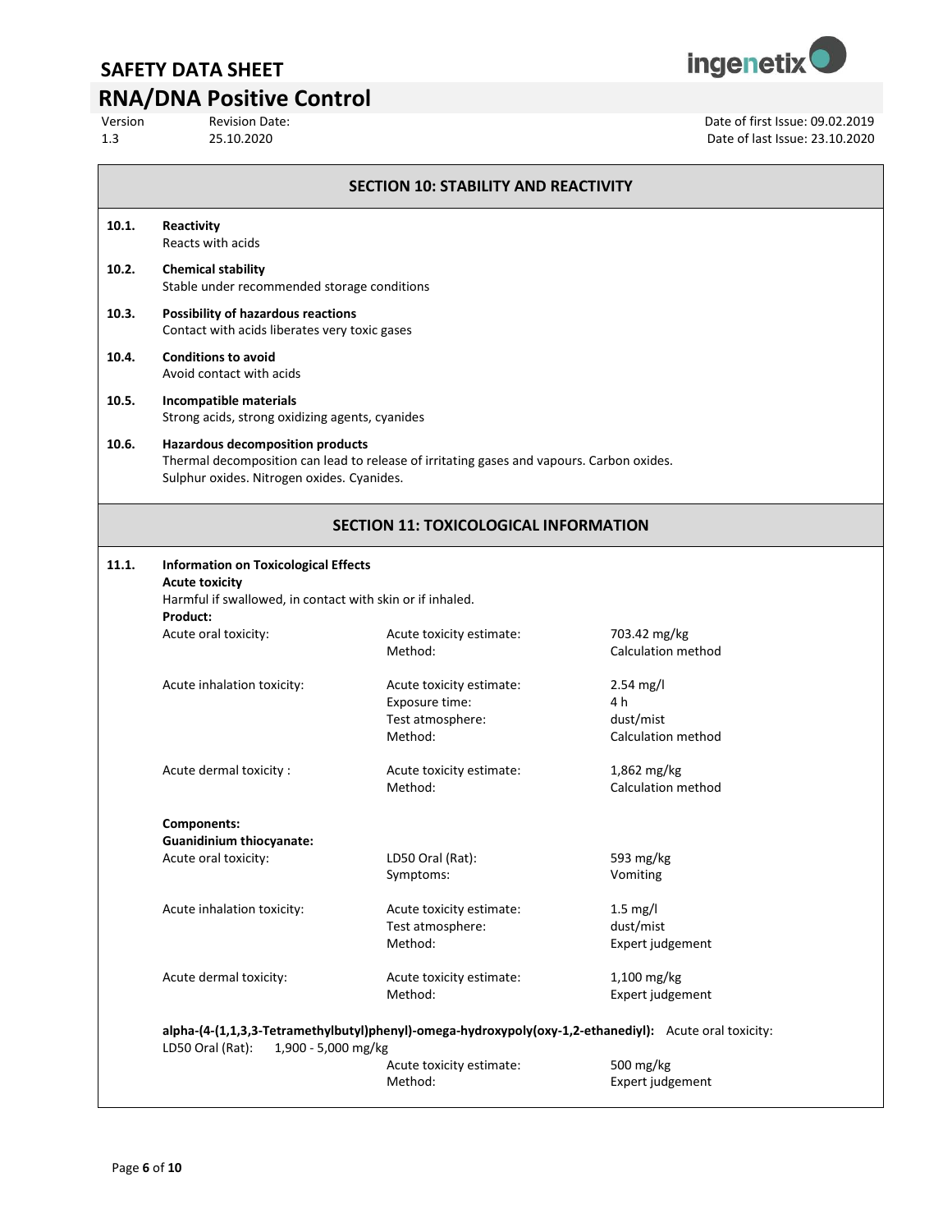## SECTION 10: STABILITY AND REACTIVITY

**10.1. Reactivity**
Reacts with acids

**10.2. Chemical stability**
Stable under recommended storage conditions

**10.3. Possibility of hazardous reactions**
Contact with acids liberates very toxic gases

**10.4. Conditions to avoid**
Avoid contact with acids

**10.5. Incompatible materials**
Strong acids, strong oxidizing agents, cyanides

**10.6. Hazardous decomposition products**
Thermal decomposition can lead to release of irritating gases and vapours. Carbon oxides. Sulphur oxides. Nitrogen oxides. Cyanides.

## SECTION 11: TOXICOLOGICAL INFORMATION

**11.1. Information on Toxicological Effects**

**Acute toxicity**

Harmful if swallowed, in contact with skin or if inhaled.

**Product:**

| | | |
|---|---|---|
| Acute oral toxicity: | Acute toxicity estimate: | 703.42 mg/kg |
| | Method: | Calculation method |
| Acute inhalation toxicity: | Acute toxicity estimate: | 2.54 mg/l |
| | Exposure time: | 4 h |
| | Test atmosphere: | dust/mist |
| | Method: | Calculation method |
| Acute dermal toxicity : | Acute toxicity estimate: | 1,862 mg/kg |
| | Method: | Calculation method |

**Components:**

**Guanidinium thiocyanate:**

| | | |
|---|---|---|
| Acute oral toxicity: | LD50 Oral (Rat): | 593 mg/kg |
| | Symptoms: | Vomiting |
| Acute inhalation toxicity: | Acute toxicity estimate: | 1.5 mg/l |
| | Test atmosphere: | dust/mist |
| | Method: | Expert judgement |
| Acute dermal toxicity: | Acute toxicity estimate: | 1,100 mg/kg |
| | Method: | Expert judgement |

**alpha-(4-(1,1,3,3-Tetramethylbutyl)phenyl)-omega-hydroxypoly(oxy-1,2-ethanediyl):** Acute oral toxicity:

LD50 Oral (Rat): 1,900 - 5,000 mg/kg

| | | |
|---|---|---|
| | Acute toxicity estimate: | 500 mg/kg |
| | Method: | Expert judgement |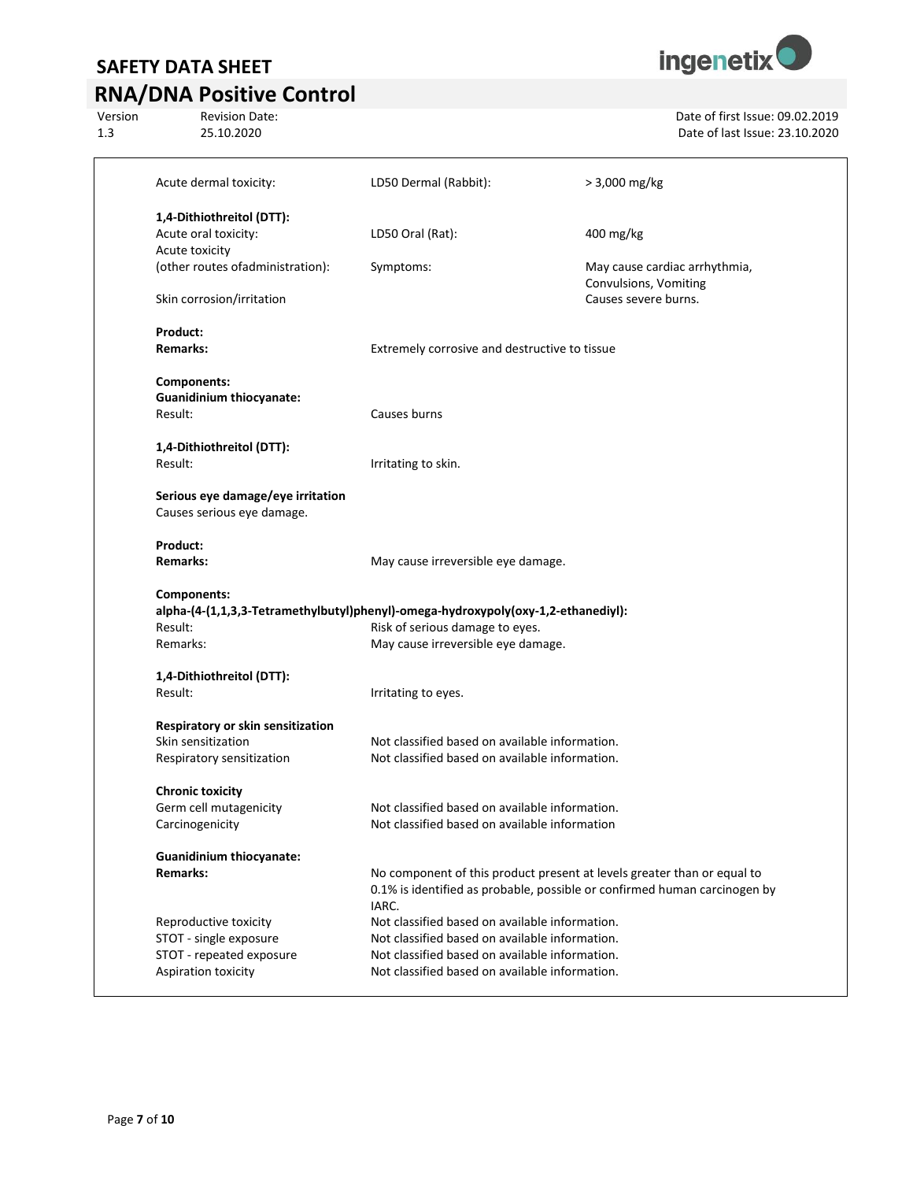| | | |
|---|---|---|
| Acute dermal toxicity: | LD50 Dermal (Rabbit): | > 3,000 mg/kg |

**1,4-Dithiothreitol (DTT):**

| | | |
|---|---|---|
| Acute oral toxicity: | LD50 Oral (Rat): | 400 mg/kg |
| Acute toxicity (other routes ofadministration): | Symptoms: | May cause cardiac arrhythmia, Convulsions, Vomiting |
| Skin corrosion/irritation | | Causes severe burns. |

**Product:**
**Remarks:** Extremely corrosive and destructive to tissue

**Components:**
**Guanidinium thiocyanate:**
Result: Causes burns

**1,4-Dithiothreitol (DTT):**
Result: Irritating to skin.

**Serious eye damage/eye irritation**
Causes serious eye damage.

**Product:**
**Remarks:** May cause irreversible eye damage.

**Components:**
**alpha-(4-(1,1,3,3-Tetramethylbutyl)phenyl)-omega-hydroxypoly(oxy-1,2-ethanediyl):**
Result: Risk of serious damage to eyes.
Remarks: May cause irreversible eye damage.

**1,4-Dithiothreitol (DTT):**
Result: Irritating to eyes.

**Respiratory or skin sensitization**
Skin sensitization: Not classified based on available information.
Respiratory sensitization: Not classified based on available information.

**Chronic toxicity**
Germ cell mutagenicity: Not classified based on available information.
Carcinogenicity: Not classified based on available information

**Guanidinium thiocyanate:**
**Remarks:** No component of this product present at levels greater than or equal to 0.1% is identified as probable, possible or confirmed human carcinogen by IARC.

Reproductive toxicity: Not classified based on available information.
STOT - single exposure: Not classified based on available information.
STOT - repeated exposure: Not classified based on available information.
Aspiration toxicity: Not classified based on available information.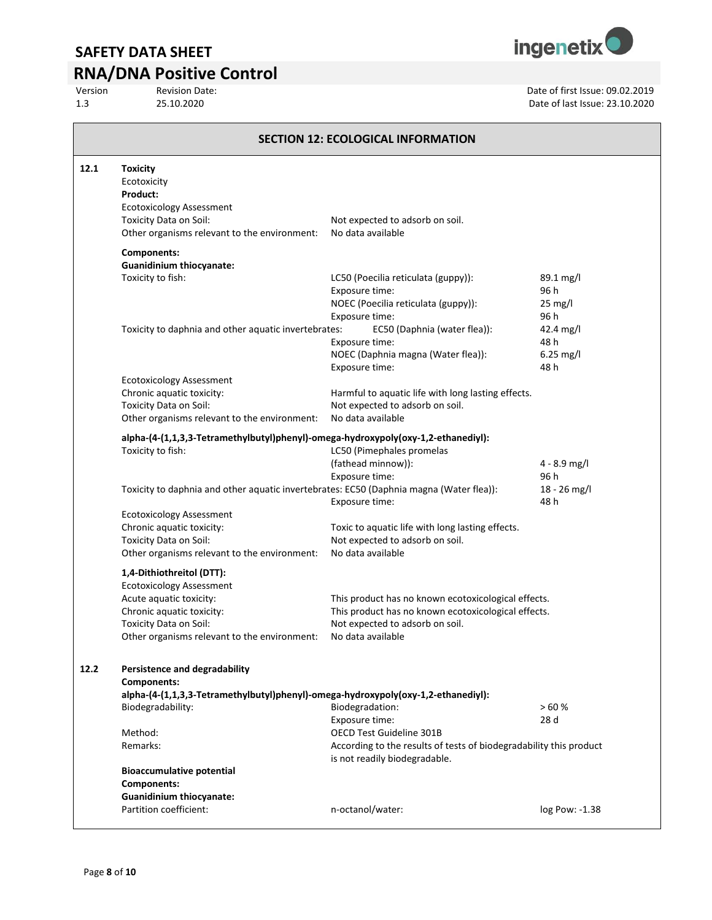## SECTION 12: ECOLOGICAL INFORMATION

### 12.1 Toxicity

Ecotoxicity

**Product:**

Ecotoxicology Assessment

| | | |
|---|---|---|
| Toxicity Data on Soil: | Not expected to adsorb on soil. | |
| Other organisms relevant to the environment: | No data available | |

**Components:**

**Guanidinium thiocyanate:**

| | | |
|---|---|---|
| Toxicity to fish: | LC50 (Poecilia reticulata (guppy)): | 89.1 mg/l |
| | Exposure time: | 96 h |
| | NOEC (Poecilia reticulata (guppy)): | 25 mg/l |
| | Exposure time: | 96 h |
| Toxicity to daphnia and other aquatic invertebrates: | EC50 (Daphnia (water flea)): | 42.4 mg/l |
| | Exposure time: | 48 h |
| | NOEC (Daphnia magna (Water flea)): | 6.25 mg/l |
| | Exposure time: | 48 h |

Ecotoxicology Assessment

| | |
|---|---|
| Chronic aquatic toxicity: | Harmful to aquatic life with long lasting effects. |
| Toxicity Data on Soil: | Not expected to adsorb on soil. |
| Other organisms relevant to the environment: | No data available |

**alpha-(4-(1,1,3,3-Tetramethylbutyl)phenyl)-omega-hydroxypoly(oxy-1,2-ethanediyl):**

| | | |
|---|---|---|
| Toxicity to fish: | LC50 (Pimephales promelas (fathead minnow)): | 4 - 8.9 mg/l |
| | Exposure time: | 96 h |
| Toxicity to daphnia and other aquatic invertebrates: | EC50 (Daphnia magna (Water flea)): | 18 - 26 mg/l |
| | Exposure time: | 48 h |

Ecotoxicology Assessment

| | |
|---|---|
| Chronic aquatic toxicity: | Toxic to aquatic life with long lasting effects. |
| Toxicity Data on Soil: | Not expected to adsorb on soil. |
| Other organisms relevant to the environment: | No data available |

**1,4-Dithiothreitol (DTT):**

Ecotoxicology Assessment

| | |
|---|---|
| Acute aquatic toxicity: | This product has no known ecotoxicological effects. |
| Chronic aquatic toxicity: | This product has no known ecotoxicological effects. |
| Toxicity Data on Soil: | Not expected to adsorb on soil. |
| Other organisms relevant to the environment: | No data available |

### 12.2 Persistence and degradability

**Components:**

**alpha-(4-(1,1,3,3-Tetramethylbutyl)phenyl)-omega-hydroxypoly(oxy-1,2-ethanediyl):**

| | | |
|---|---|---|
| Biodegradability: | Biodegradation: | > 60 % |
| | Exposure time: | 28 d |
| Method: | OECD Test Guideline 301B | |
| Remarks: | According to the results of tests of biodegradability this product is not readily biodegradable. | |

**Bioaccumulative potential**

**Components:**

**Guanidinium thiocyanate:**

| | | |
|---|---|---|
| Partition coefficient: | n-octanol/water: | log Pow: -1.38 |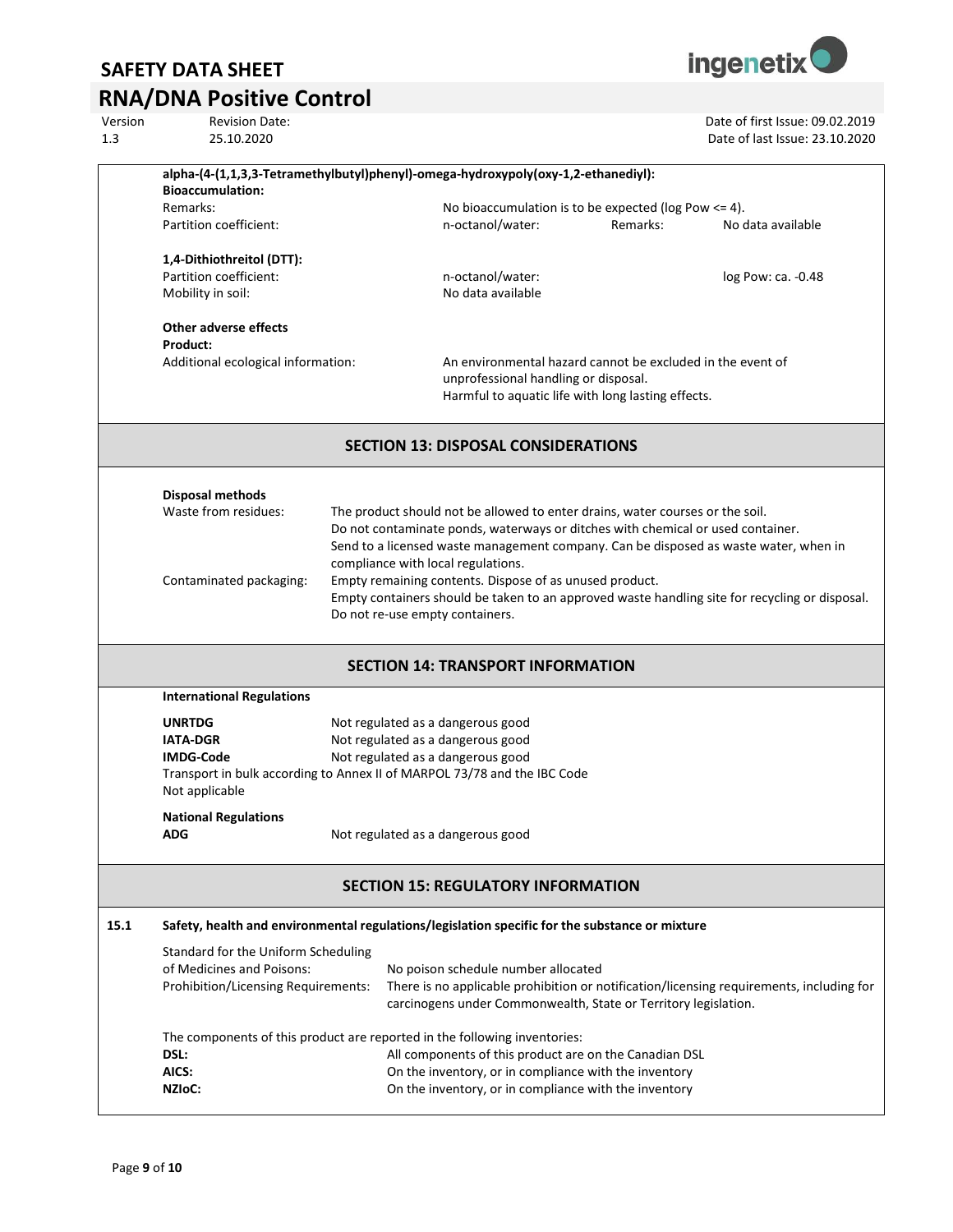**alpha-(4-(1,1,3,3-Tetramethylbutyl)phenyl)-omega-hydroxypoly(oxy-1,2-ethanediyl):**

**Bioaccumulation:**

| | | | |
|---|---|---|---|
| Remarks: | No bioaccumulation is to be expected (log Pow <= 4). | | |
| Partition coefficient: | n-octanol/water: | Remarks: | No data available |

**1,4-Dithiothreitol (DTT):**

| | | |
|---|---|---|
| Partition coefficient: | n-octanol/water: | log Pow: ca. -0.48 |
| Mobility in soil: | No data available | |

**Other adverse effects**

**Product:**

Additional ecological information: An environmental hazard cannot be excluded in the event of unprofessional handling or disposal. Harmful to aquatic life with long lasting effects.

## SECTION 13: DISPOSAL CONSIDERATIONS

**Disposal methods**

Waste from residues: The product should not be allowed to enter drains, water courses or the soil. Do not contaminate ponds, waterways or ditches with chemical or used container. Send to a licensed waste management company. Can be disposed as waste water, when in compliance with local regulations.

Contaminated packaging: Empty remaining contents. Dispose of as unused product. Empty containers should be taken to an approved waste handling site for recycling or disposal. Do not re-use empty containers.

## SECTION 14: TRANSPORT INFORMATION

**International Regulations**

**UNRTDG** Not regulated as a dangerous good

**IATA-DGR** Not regulated as a dangerous good

**IMDG-Code** Not regulated as a dangerous good

Transport in bulk according to Annex II of MARPOL 73/78 and the IBC Code

Not applicable

**National Regulations**

**ADG** Not regulated as a dangerous good

## SECTION 15: REGULATORY INFORMATION

**15.1 Safety, health and environmental regulations/legislation specific for the substance or mixture**

Standard for the Uniform Scheduling of Medicines and Poisons: No poison schedule number allocated

Prohibition/Licensing Requirements: There is no applicable prohibition or notification/licensing requirements, including for carcinogens under Commonwealth, State or Territory legislation.

The components of this product are reported in the following inventories:

**DSL:** All components of this product are on the Canadian DSL

**AICS:** On the inventory, or in compliance with the inventory

**NZIoC:** On the inventory, or in compliance with the inventory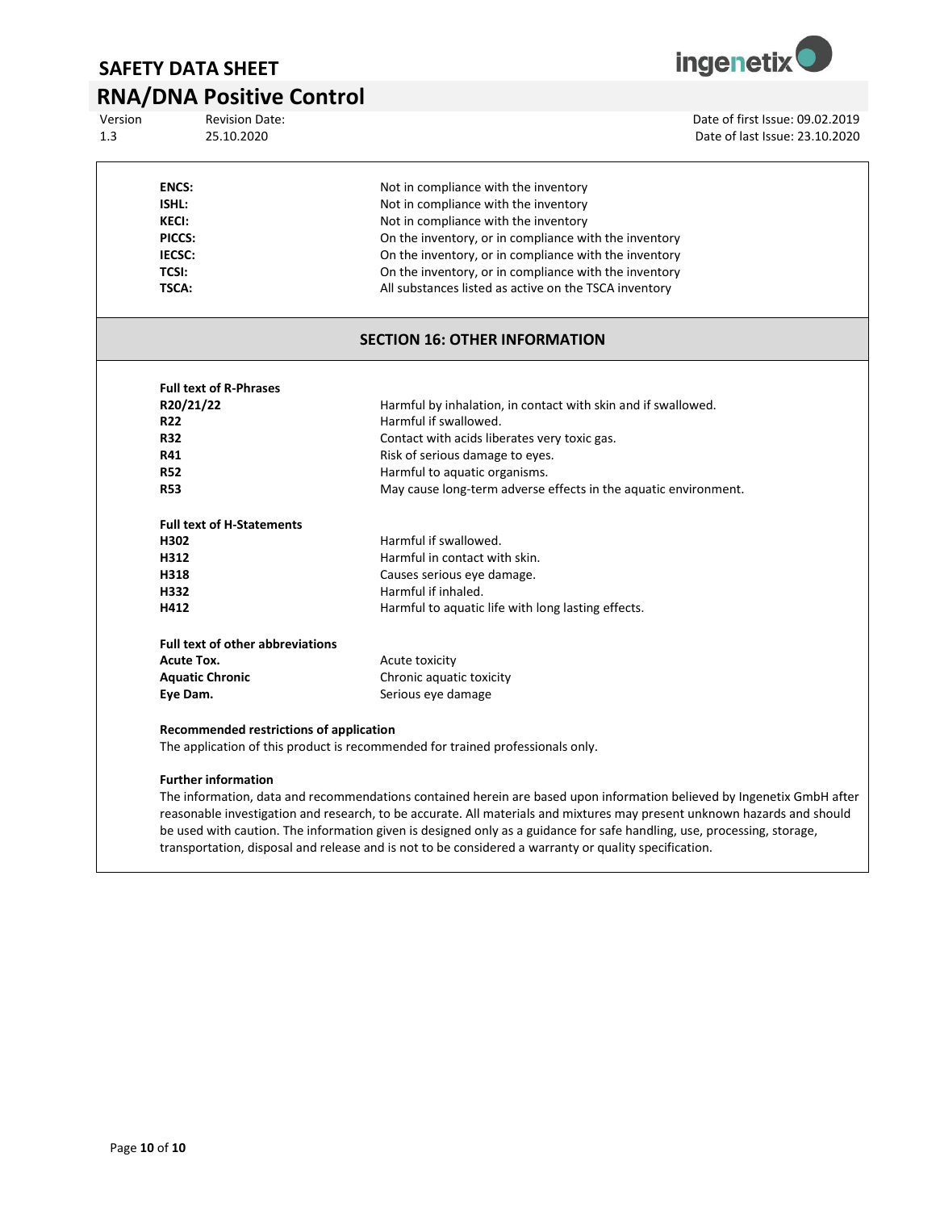| | |
|---|---|
| **ENCS:** | Not in compliance with the inventory |
| **ISHL:** | Not in compliance with the inventory |
| **KECI:** | Not in compliance with the inventory |
| **PICCS:** | On the inventory, or in compliance with the inventory |
| **IECSC:** | On the inventory, or in compliance with the inventory |
| **TCSI:** | On the inventory, or in compliance with the inventory |
| **TSCA:** | All substances listed as active on the TSCA inventory |

## SECTION 16: OTHER INFORMATION

**Full text of R-Phrases**

| | |
|---|---|
| **R20/21/22** | Harmful by inhalation, in contact with skin and if swallowed. |
| **R22** | Harmful if swallowed. |
| **R32** | Contact with acids liberates very toxic gas. |
| **R41** | Risk of serious damage to eyes. |
| **R52** | Harmful to aquatic organisms. |
| **R53** | May cause long-term adverse effects in the aquatic environment. |

**Full text of H-Statements**

| | |
|---|---|
| **H302** | Harmful if swallowed. |
| **H312** | Harmful in contact with skin. |
| **H318** | Causes serious eye damage. |
| **H332** | Harmful if inhaled. |
| **H412** | Harmful to aquatic life with long lasting effects. |

**Full text of other abbreviations**

| | |
|---|---|
| **Acute Tox.** | Acute toxicity |
| **Aquatic Chronic** | Chronic aquatic toxicity |
| **Eye Dam.** | Serious eye damage |

**Recommended restrictions of application**

The application of this product is recommended for trained professionals only.

**Further information**

The information, data and recommendations contained herein are based upon information believed by Ingenetix GmbH after reasonable investigation and research, to be accurate. All materials and mixtures may present unknown hazards and should be used with caution. The information given is designed only as a guidance for safe handling, use, processing, storage, transportation, disposal and release and is not to be considered a warranty or quality specification.